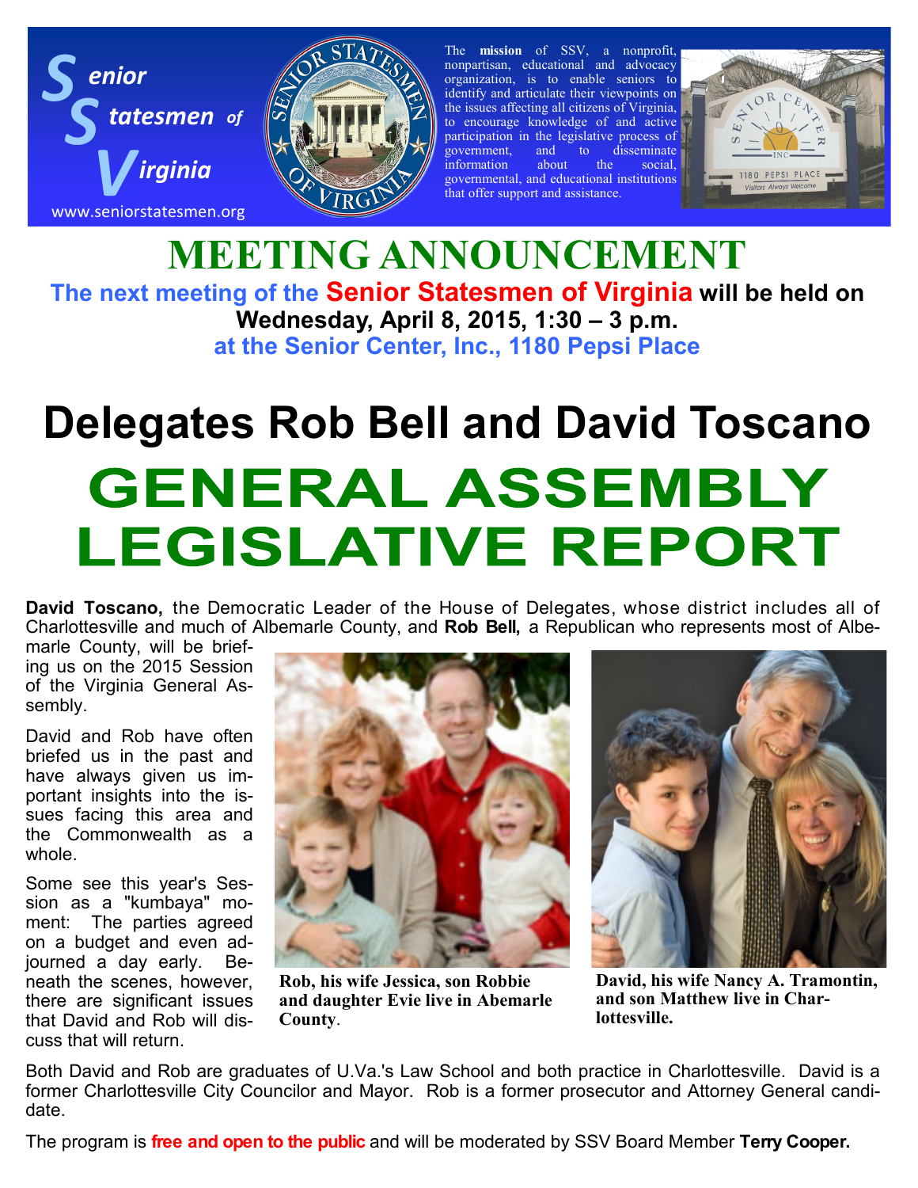**Senior Statesmen of Virginia**

www.seniorstatesmen.org

The **mission** of SSV, a nonprofit, nonpartisan, educational and advocacy organization, is to enable seniors to identify and articulate their viewpoints on the issues affecting all citizens of Virginia, to encourage knowledge of and active participation in the legislative process of government, and to disseminate information about the social, governmental, and educational institutions that offer support and assistance.

# MEETING ANNOUNCEMENT

**The next meeting of the Senior Statesmen of Virginia will be held on Wednesday, April 8, 2015, 1:30 – 3 p.m. at the Senior Center, Inc., 1180 Pepsi Place**

# Delegates Rob Bell and David Toscano

# GENERAL ASSEMBLY LEGISLATIVE REPORT

**David Toscano,** the Democratic Leader of the House of Delegates, whose district includes all of Charlottesville and much of Albemarle County, and **Rob Bell,** a Republican who represents most of Albemarle County, will be briefing us on the 2015 Session of the Virginia General Assembly.

David and Rob have often briefed us in the past and have always given us important insights into the issues facing this area and the Commonwealth as a whole.

Some see this year's Session as a "kumbaya" moment: The parties agreed on a budget and even adjourned a day early. Beneath the scenes, however, there are significant issues that David and Rob will discuss that will return.

**Rob, his wife Jessica, son Robbie and daughter Evie live in Abemarle County.**

**David, his wife Nancy A. Tramontin, and son Matthew live in Charlottesville.**

Both David and Rob are graduates of U.Va.'s Law School and both practice in Charlottesville. David is a former Charlottesville City Councilor and Mayor. Rob is a former prosecutor and Attorney General candidate.

The program is **free and open to the public** and will be moderated by SSV Board Member **Terry Cooper.**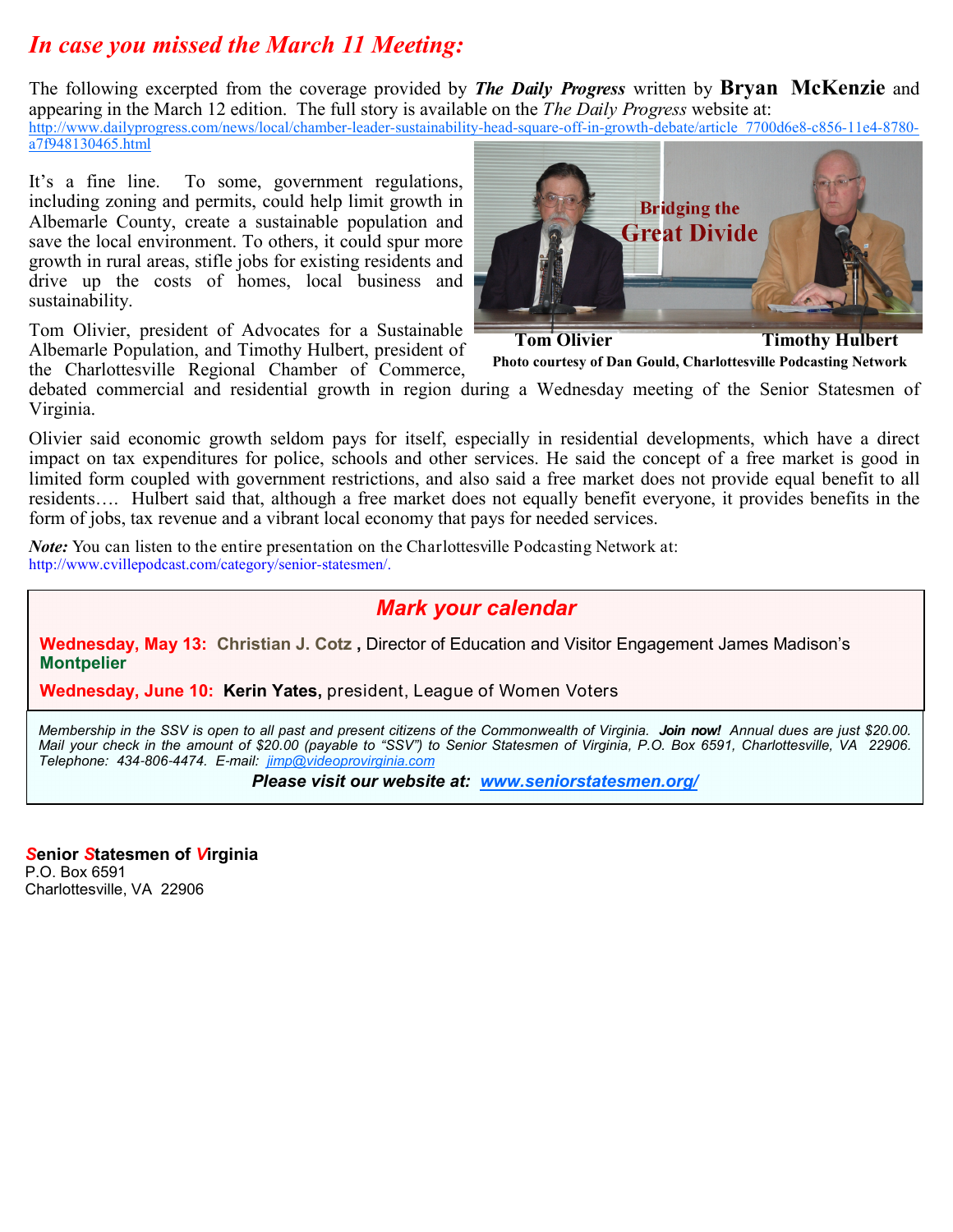## *In case you missed the March 11 Meeting:*

The following excerpted from the coverage provided by ***The Daily Progress*** written by **Bryan McKenzie** and appearing in the March 12 edition. The full story is available on the *The Daily Progress* website at: http://www.dailyprogress.com/news/local/chamber-leader-sustainability-head-square-off-in-growth-debate/article_7700d6e8-c856-11e4-8780-a7f948130465.html

It's a fine line. To some, government regulations, including zoning and permits, could help limit growth in Albemarle County, create a sustainable population and save the local environment. To others, it could spur more growth in rural areas, stifle jobs for existing residents and drive up the costs of homes, local business and sustainability.

Bridging the Great Divide

**Tom Olivier** **Timothy Hulbert**

**Photo courtesy of Dan Gould, Charlottesville Podcasting Network**

Tom Olivier, president of Advocates for a Sustainable Albemarle Population, and Timothy Hulbert, president of the Charlottesville Regional Chamber of Commerce, debated commercial and residential growth in region during a Wednesday meeting of the Senior Statesmen of Virginia.

Olivier said economic growth seldom pays for itself, especially in residential developments, which have a direct impact on tax expenditures for police, schools and other services. He said the concept of a free market is good in limited form coupled with government restrictions, and also said a free market does not provide equal benefit to all residents…. Hulbert said that, although a free market does not equally benefit everyone, it provides benefits in the form of jobs, tax revenue and a vibrant local economy that pays for needed services.

***Note:*** You can listen to the entire presentation on the Charlottesville Podcasting Network at: http://www.cvillepodcast.com/category/senior-statesmen/.

### *Mark your calendar*

**Wednesday, May 13:** **Christian J. Cotz** , Director of Education and Visitor Engagement James Madison's **Montpelier**

**Wednesday, June 10:** **Kerin Yates,** president, League of Women Voters

*Membership in the SSV is open to all past and present citizens of the Commonwealth of Virginia.* ***Join now!*** *Annual dues are just $20.00. Mail your check in the amount of $20.00 (payable to "SSV") to Senior Statesmen of Virginia, P.O. Box 6591, Charlottesville, VA 22906. Telephone: 434-806-4474. E-mail: jimp@videoprovirginia.com*

***Please visit our website at: www.seniorstatesmen.org/***

**Senior Statesmen of Virginia**
P.O. Box 6591
Charlottesville, VA 22906